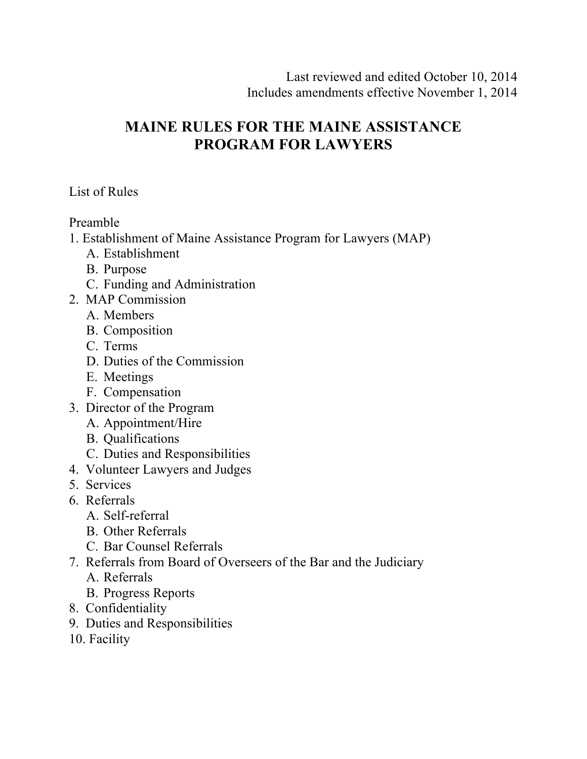Last reviewed and edited October 10, 2014
Includes amendments effective November 1, 2014

# MAINE RULES FOR THE MAINE ASSISTANCE PROGRAM FOR LAWYERS

List of Rules

Preamble

1. Establishment of Maine Assistance Program for Lawyers (MAP)
   - A. Establishment
   - B. Purpose
   - C. Funding and Administration
2. MAP Commission
   - A. Members
   - B. Composition
   - C. Terms
   - D. Duties of the Commission
   - E. Meetings
   - F. Compensation
3. Director of the Program
   - A. Appointment/Hire
   - B. Qualifications
   - C. Duties and Responsibilities
4. Volunteer Lawyers and Judges
5. Services
6. Referrals
   - A. Self-referral
   - B. Other Referrals
   - C. Bar Counsel Referrals
7. Referrals from Board of Overseers of the Bar and the Judiciary
   - A. Referrals
   - B. Progress Reports
8. Confidentiality
9. Duties and Responsibilities
10. Facility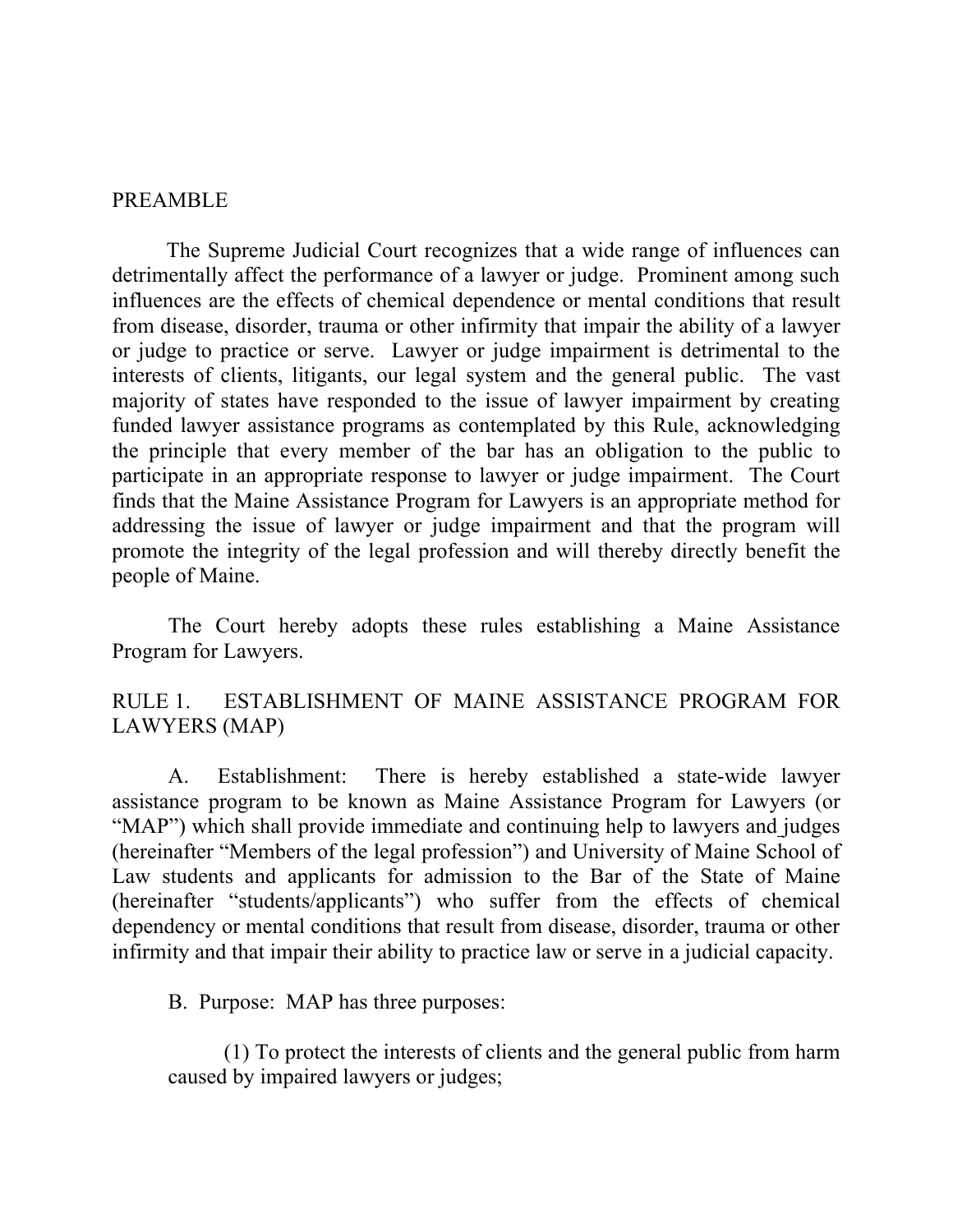## PREAMBLE

The Supreme Judicial Court recognizes that a wide range of influences can detrimentally affect the performance of a lawyer or judge. Prominent among such influences are the effects of chemical dependence or mental conditions that result from disease, disorder, trauma or other infirmity that impair the ability of a lawyer or judge to practice or serve. Lawyer or judge impairment is detrimental to the interests of clients, litigants, our legal system and the general public. The vast majority of states have responded to the issue of lawyer impairment by creating funded lawyer assistance programs as contemplated by this Rule, acknowledging the principle that every member of the bar has an obligation to the public to participate in an appropriate response to lawyer or judge impairment. The Court finds that the Maine Assistance Program for Lawyers is an appropriate method for addressing the issue of lawyer or judge impairment and that the program will promote the integrity of the legal profession and will thereby directly benefit the people of Maine.

The Court hereby adopts these rules establishing a Maine Assistance Program for Lawyers.

## RULE 1. ESTABLISHMENT OF MAINE ASSISTANCE PROGRAM FOR LAWYERS (MAP)

A. Establishment: There is hereby established a state-wide lawyer assistance program to be known as Maine Assistance Program for Lawyers (or "MAP") which shall provide immediate and continuing help to lawyers and judges (hereinafter "Members of the legal profession") and University of Maine School of Law students and applicants for admission to the Bar of the State of Maine (hereinafter "students/applicants") who suffer from the effects of chemical dependency or mental conditions that result from disease, disorder, trauma or other infirmity and that impair their ability to practice law or serve in a judicial capacity.

B. Purpose: MAP has three purposes:

(1) To protect the interests of clients and the general public from harm caused by impaired lawyers or judges;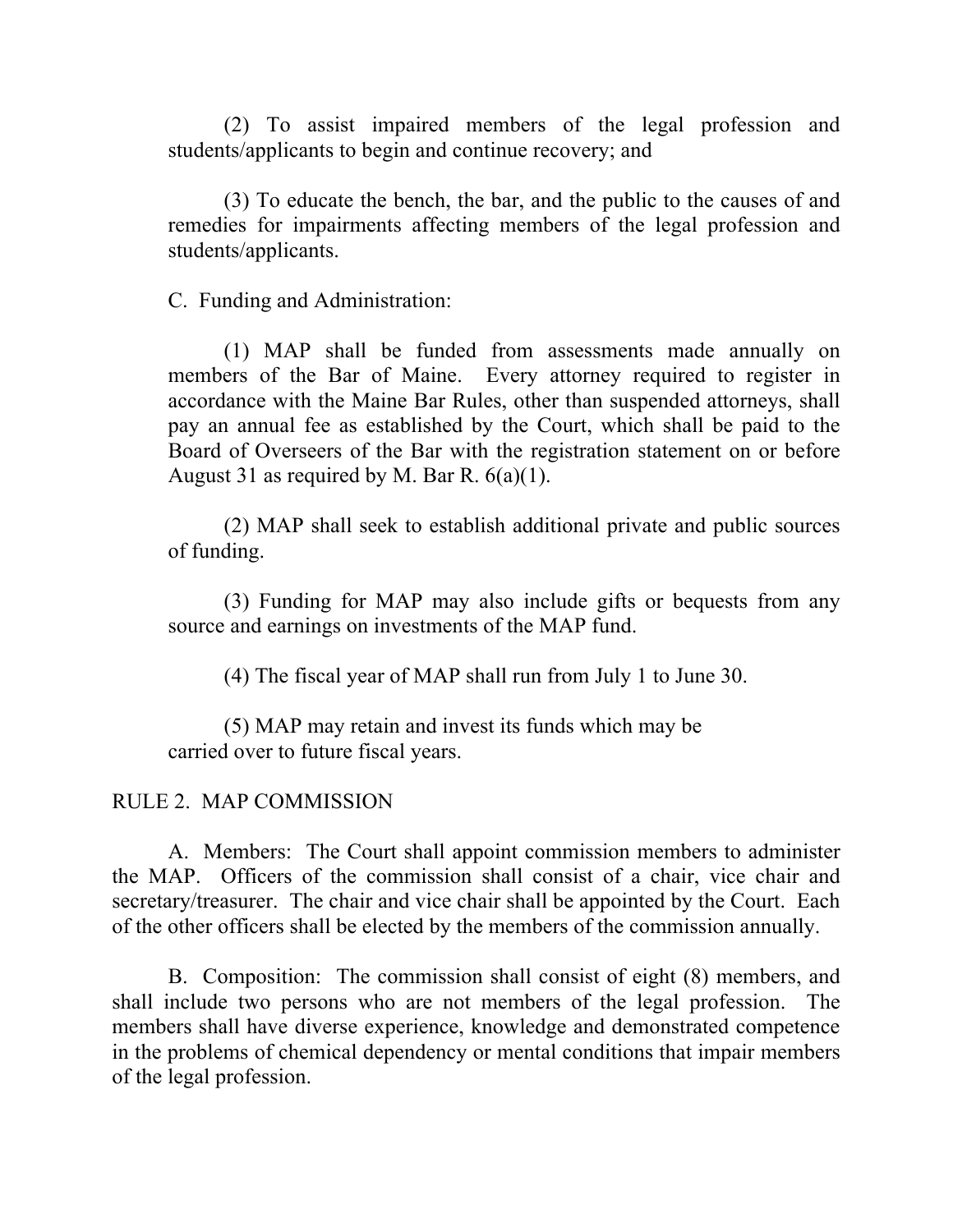(2) To assist impaired members of the legal profession and students/applicants to begin and continue recovery; and

(3) To educate the bench, the bar, and the public to the causes of and remedies for impairments affecting members of the legal profession and students/applicants.

C. Funding and Administration:

(1) MAP shall be funded from assessments made annually on members of the Bar of Maine. Every attorney required to register in accordance with the Maine Bar Rules, other than suspended attorneys, shall pay an annual fee as established by the Court, which shall be paid to the Board of Overseers of the Bar with the registration statement on or before August 31 as required by M. Bar R. 6(a)(1).

(2) MAP shall seek to establish additional private and public sources of funding.

(3) Funding for MAP may also include gifts or bequests from any source and earnings on investments of the MAP fund.

(4) The fiscal year of MAP shall run from July 1 to June 30.

(5) MAP may retain and invest its funds which may be carried over to future fiscal years.

## RULE 2. MAP COMMISSION

A. Members: The Court shall appoint commission members to administer the MAP. Officers of the commission shall consist of a chair, vice chair and secretary/treasurer. The chair and vice chair shall be appointed by the Court. Each of the other officers shall be elected by the members of the commission annually.

B. Composition: The commission shall consist of eight (8) members, and shall include two persons who are not members of the legal profession. The members shall have diverse experience, knowledge and demonstrated competence in the problems of chemical dependency or mental conditions that impair members of the legal profession.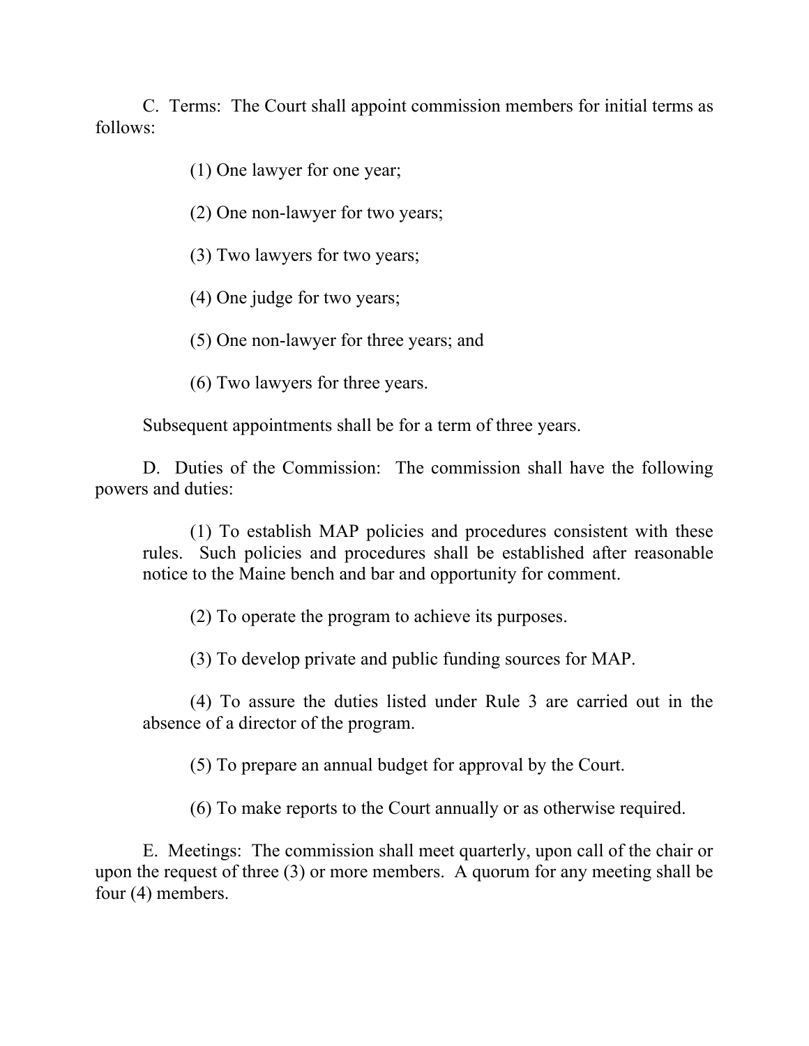C. Terms: The Court shall appoint commission members for initial terms as follows:

(1) One lawyer for one year;

(2) One non-lawyer for two years;

(3) Two lawyers for two years;

(4) One judge for two years;

(5) One non-lawyer for three years; and

(6) Two lawyers for three years.

Subsequent appointments shall be for a term of three years.

D. Duties of the Commission: The commission shall have the following powers and duties:

(1) To establish MAP policies and procedures consistent with these rules. Such policies and procedures shall be established after reasonable notice to the Maine bench and bar and opportunity for comment.

(2) To operate the program to achieve its purposes.

(3) To develop private and public funding sources for MAP.

(4) To assure the duties listed under Rule 3 are carried out in the absence of a director of the program.

(5) To prepare an annual budget for approval by the Court.

(6) To make reports to the Court annually or as otherwise required.

E. Meetings: The commission shall meet quarterly, upon call of the chair or upon the request of three (3) or more members. A quorum for any meeting shall be four (4) members.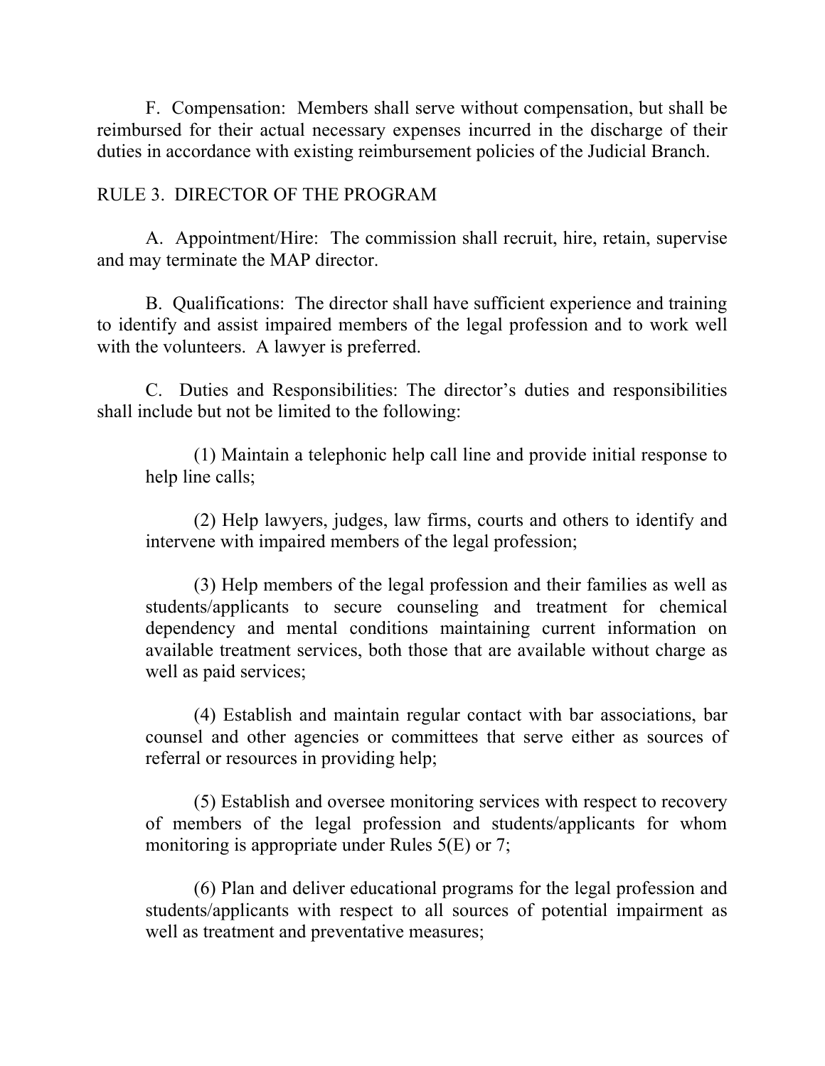F. Compensation: Members shall serve without compensation, but shall be reimbursed for their actual necessary expenses incurred in the discharge of their duties in accordance with existing reimbursement policies of the Judicial Branch.

## RULE 3. DIRECTOR OF THE PROGRAM

A. Appointment/Hire: The commission shall recruit, hire, retain, supervise and may terminate the MAP director.

B. Qualifications: The director shall have sufficient experience and training to identify and assist impaired members of the legal profession and to work well with the volunteers. A lawyer is preferred.

C. Duties and Responsibilities: The director's duties and responsibilities shall include but not be limited to the following:

(1) Maintain a telephonic help call line and provide initial response to help line calls;

(2) Help lawyers, judges, law firms, courts and others to identify and intervene with impaired members of the legal profession;

(3) Help members of the legal profession and their families as well as students/applicants to secure counseling and treatment for chemical dependency and mental conditions maintaining current information on available treatment services, both those that are available without charge as well as paid services;

(4) Establish and maintain regular contact with bar associations, bar counsel and other agencies or committees that serve either as sources of referral or resources in providing help;

(5) Establish and oversee monitoring services with respect to recovery of members of the legal profession and students/applicants for whom monitoring is appropriate under Rules 5(E) or 7;

(6) Plan and deliver educational programs for the legal profession and students/applicants with respect to all sources of potential impairment as well as treatment and preventative measures;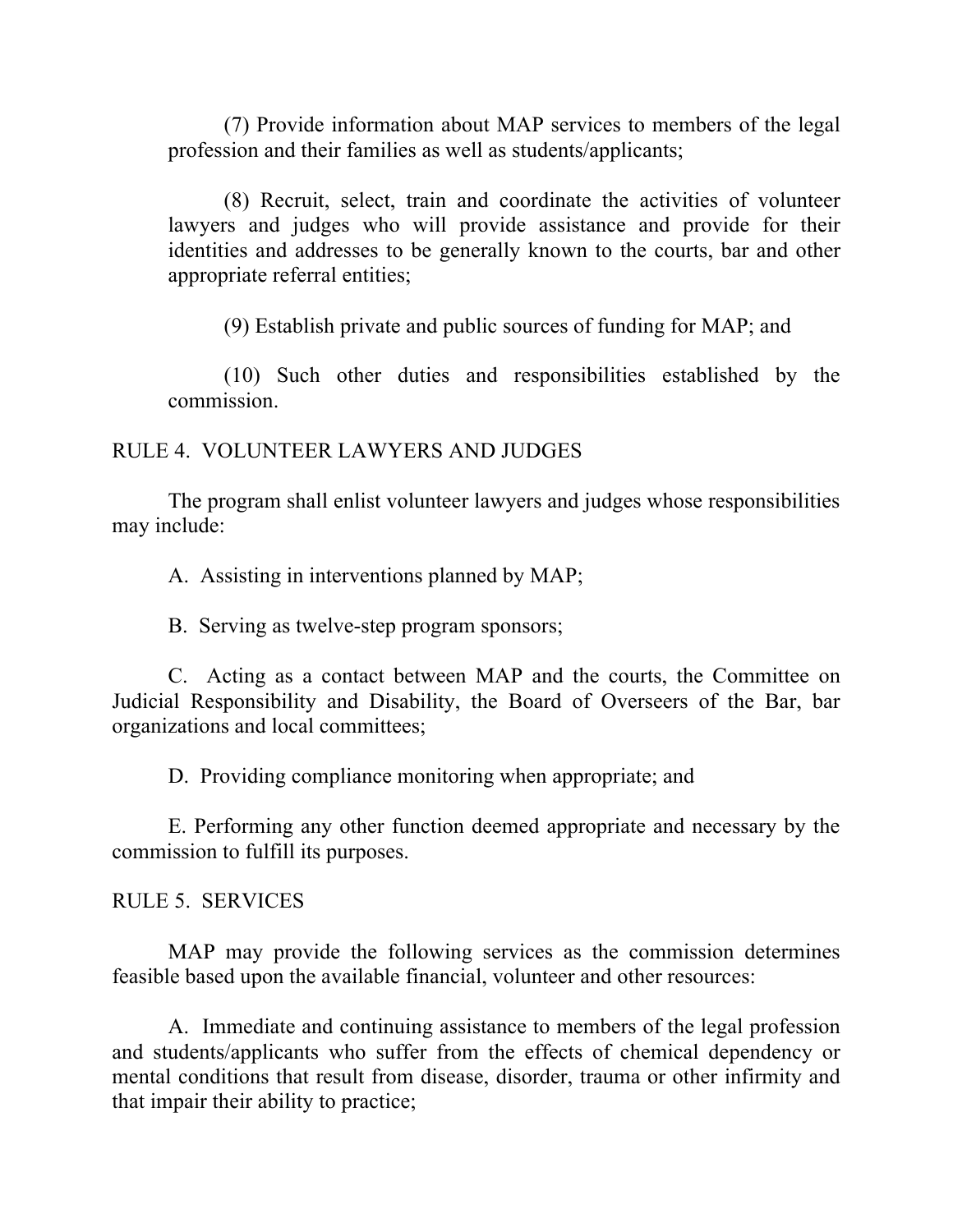(7) Provide information about MAP services to members of the legal profession and their families as well as students/applicants;

(8) Recruit, select, train and coordinate the activities of volunteer lawyers and judges who will provide assistance and provide for their identities and addresses to be generally known to the courts, bar and other appropriate referral entities;

(9) Establish private and public sources of funding for MAP; and

(10) Such other duties and responsibilities established by the commission.

## RULE 4. VOLUNTEER LAWYERS AND JUDGES

The program shall enlist volunteer lawyers and judges whose responsibilities may include:

A. Assisting in interventions planned by MAP;

B. Serving as twelve-step program sponsors;

C. Acting as a contact between MAP and the courts, the Committee on Judicial Responsibility and Disability, the Board of Overseers of the Bar, bar organizations and local committees;

D. Providing compliance monitoring when appropriate; and

E. Performing any other function deemed appropriate and necessary by the commission to fulfill its purposes.

## RULE 5. SERVICES

MAP may provide the following services as the commission determines feasible based upon the available financial, volunteer and other resources:

A. Immediate and continuing assistance to members of the legal profession and students/applicants who suffer from the effects of chemical dependency or mental conditions that result from disease, disorder, trauma or other infirmity and that impair their ability to practice;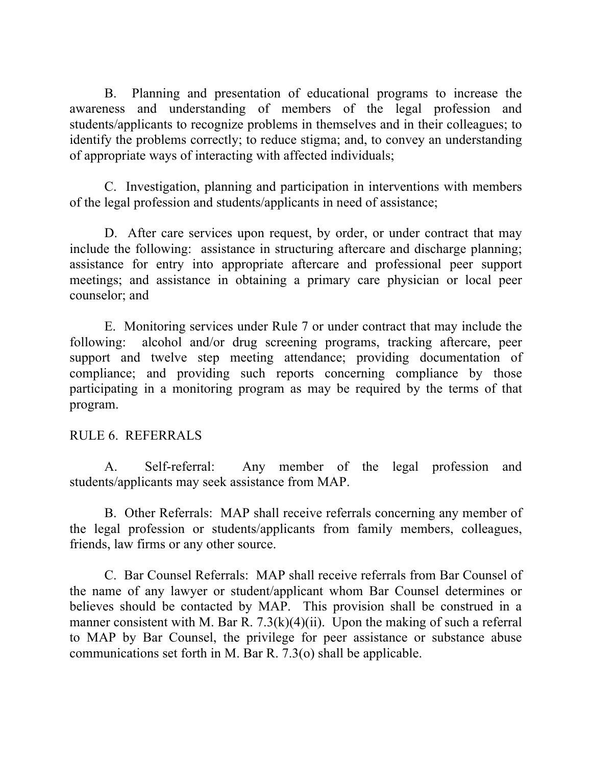B. Planning and presentation of educational programs to increase the awareness and understanding of members of the legal profession and students/applicants to recognize problems in themselves and in their colleagues; to identify the problems correctly; to reduce stigma; and, to convey an understanding of appropriate ways of interacting with affected individuals;

C. Investigation, planning and participation in interventions with members of the legal profession and students/applicants in need of assistance;

D. After care services upon request, by order, or under contract that may include the following: assistance in structuring aftercare and discharge planning; assistance for entry into appropriate aftercare and professional peer support meetings; and assistance in obtaining a primary care physician or local peer counselor; and

E. Monitoring services under Rule 7 or under contract that may include the following: alcohol and/or drug screening programs, tracking aftercare, peer support and twelve step meeting attendance; providing documentation of compliance; and providing such reports concerning compliance by those participating in a monitoring program as may be required by the terms of that program.

## RULE 6. REFERRALS

A. Self-referral: Any member of the legal profession and students/applicants may seek assistance from MAP.

B. Other Referrals: MAP shall receive referrals concerning any member of the legal profession or students/applicants from family members, colleagues, friends, law firms or any other source.

C. Bar Counsel Referrals: MAP shall receive referrals from Bar Counsel of the name of any lawyer or student/applicant whom Bar Counsel determines or believes should be contacted by MAP. This provision shall be construed in a manner consistent with M. Bar R. 7.3(k)(4)(ii). Upon the making of such a referral to MAP by Bar Counsel, the privilege for peer assistance or substance abuse communications set forth in M. Bar R. 7.3(o) shall be applicable.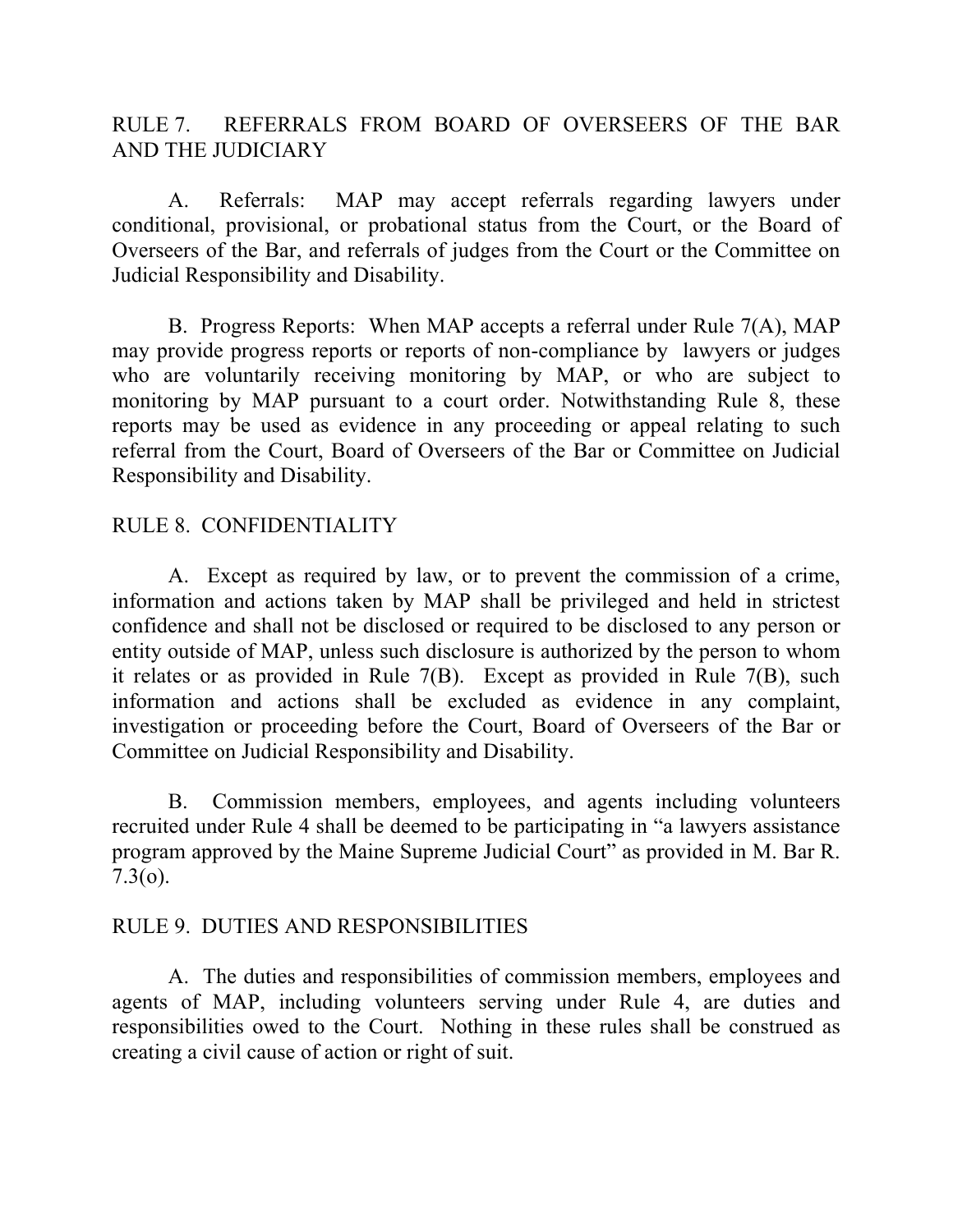## RULE 7. REFERRALS FROM BOARD OF OVERSEERS OF THE BAR AND THE JUDICIARY

A. Referrals: MAP may accept referrals regarding lawyers under conditional, provisional, or probational status from the Court, or the Board of Overseers of the Bar, and referrals of judges from the Court or the Committee on Judicial Responsibility and Disability.

B. Progress Reports: When MAP accepts a referral under Rule 7(A), MAP may provide progress reports or reports of non-compliance by lawyers or judges who are voluntarily receiving monitoring by MAP, or who are subject to monitoring by MAP pursuant to a court order. Notwithstanding Rule 8, these reports may be used as evidence in any proceeding or appeal relating to such referral from the Court, Board of Overseers of the Bar or Committee on Judicial Responsibility and Disability.

## RULE 8. CONFIDENTIALITY

A. Except as required by law, or to prevent the commission of a crime, information and actions taken by MAP shall be privileged and held in strictest confidence and shall not be disclosed or required to be disclosed to any person or entity outside of MAP, unless such disclosure is authorized by the person to whom it relates or as provided in Rule 7(B). Except as provided in Rule 7(B), such information and actions shall be excluded as evidence in any complaint, investigation or proceeding before the Court, Board of Overseers of the Bar or Committee on Judicial Responsibility and Disability.

B. Commission members, employees, and agents including volunteers recruited under Rule 4 shall be deemed to be participating in "a lawyers assistance program approved by the Maine Supreme Judicial Court" as provided in M. Bar R. 7.3(o).

## RULE 9. DUTIES AND RESPONSIBILITIES

A. The duties and responsibilities of commission members, employees and agents of MAP, including volunteers serving under Rule 4, are duties and responsibilities owed to the Court. Nothing in these rules shall be construed as creating a civil cause of action or right of suit.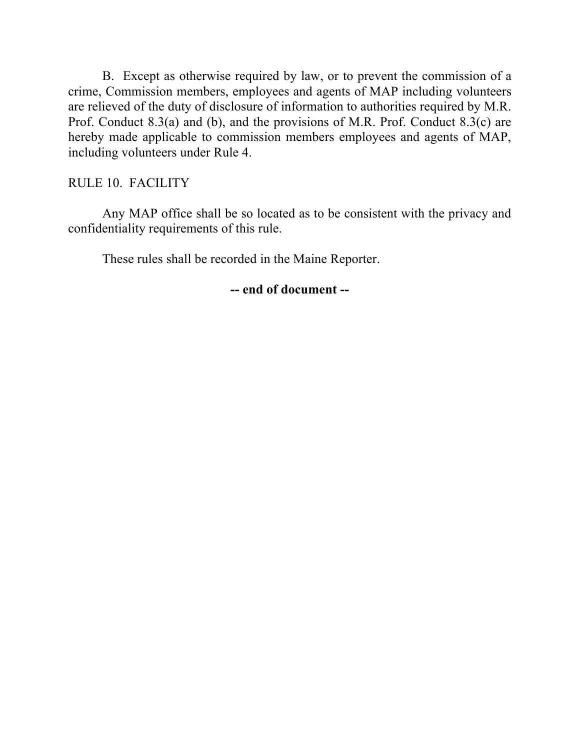B. Except as otherwise required by law, or to prevent the commission of a crime, Commission members, employees and agents of MAP including volunteers are relieved of the duty of disclosure of information to authorities required by M.R. Prof. Conduct 8.3(a) and (b), and the provisions of M.R. Prof. Conduct 8.3(c) are hereby made applicable to commission members employees and agents of MAP, including volunteers under Rule 4.

## RULE 10. FACILITY

Any MAP office shall be so located as to be consistent with the privacy and confidentiality requirements of this rule.

These rules shall be recorded in the Maine Reporter.

**-- end of document --**